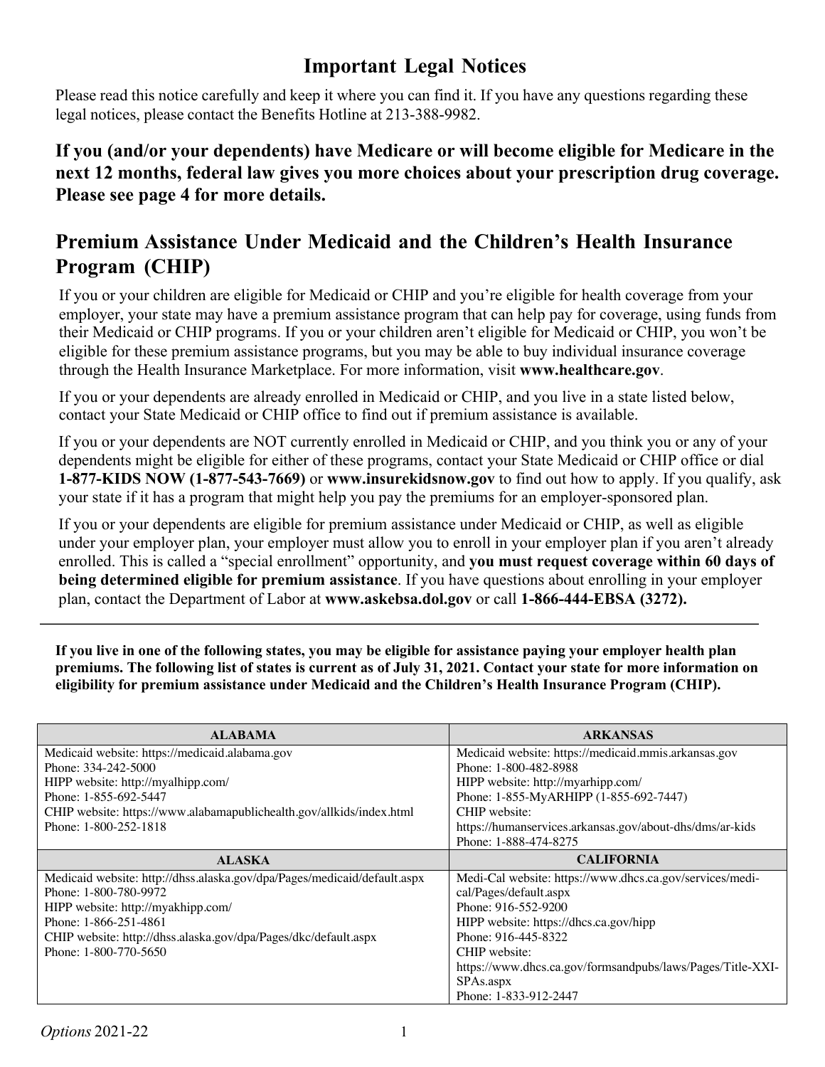# Important Legal Notices

Please read this notice carefully and keep it where you can find it. If you have any questions regarding these legal notices, please contact the Benefits Hotline at 213-388-9982.

**If you (and/or your dependents) have Medicare or will become eligible for Medicare in the next 12 months, federal law gives you more choices about your prescription drug coverage. Please see page 4 for more details.**

## Premium Assistance Under Medicaid and the Children's Health Insurance Program (CHIP)

If you or your children are eligible for Medicaid or CHIP and you're eligible for health coverage from your employer, your state may have a premium assistance program that can help pay for coverage, using funds from their Medicaid or CHIP programs. If you or your children aren't eligible for Medicaid or CHIP, you won't be eligible for these premium assistance programs, but you may be able to buy individual insurance coverage through the Health Insurance Marketplace. For more information, visit **www.healthcare.gov**.

If you or your dependents are already enrolled in Medicaid or CHIP, and you live in a state listed below, contact your State Medicaid or CHIP office to find out if premium assistance is available.

If you or your dependents are NOT currently enrolled in Medicaid or CHIP, and you think you or any of your dependents might be eligible for either of these programs, contact your State Medicaid or CHIP office or dial **1-877-KIDS NOW (1-877-543-7669)** or **www.insurekidsnow.gov** to find out how to apply. If you qualify, ask your state if it has a program that might help you pay the premiums for an employer-sponsored plan.

If you or your dependents are eligible for premium assistance under Medicaid or CHIP, as well as eligible under your employer plan, your employer must allow you to enroll in your employer plan if you aren't already enrolled. This is called a "special enrollment" opportunity, and **you must request coverage within 60 days of being determined eligible for premium assistance**. If you have questions about enrolling in your employer plan, contact the Department of Labor at **www.askebsa.dol.gov** or call **1-866-444-EBSA (3272).**

---

**If you live in one of the following states, you may be eligible for assistance paying your employer health plan premiums. The following list of states is current as of July 31, 2021. Contact your state for more information on eligibility for premium assistance under Medicaid and the Children's Health Insurance Program (CHIP).**

| ALABAMA | ARKANSAS |
|---|---|
| Medicaid website: https://medicaid.alabama.gov<br>Phone: 334-242-5000<br>HIPP website: http://myalhipp.com/<br>Phone: 1-855-692-5447<br>CHIP website: https://www.alabamapublichealth.gov/allkids/index.html<br>Phone: 1-800-252-1818 | Medicaid website: https://medicaid.mmis.arkansas.gov<br>Phone: 1-800-482-8988<br>HIPP website: http://myarhipp.com/<br>Phone: 1-855-MyARHIPP (1-855-692-7447)<br>CHIP website:<br>https://humanservices.arkansas.gov/about-dhs/dms/ar-kids<br>Phone: 1-888-474-8275 |
| **ALASKA** | **CALIFORNIA** |
| Medicaid website: http://dhss.alaska.gov/dpa/Pages/medicaid/default.aspx<br>Phone: 1-800-780-9972<br>HIPP website: http://myakhipp.com/<br>Phone: 1-866-251-4861<br>CHIP website: http://dhss.alaska.gov/dpa/Pages/dkc/default.aspx<br>Phone: 1-800-770-5650 | Medi-Cal website: https://www.dhcs.ca.gov/services/medi-cal/Pages/default.aspx<br>Phone: 916-552-9200<br>HIPP website: https://dhcs.ca.gov/hipp<br>Phone: 916-445-8322<br>CHIP website:<br>https://www.dhcs.ca.gov/formsandpubs/laws/Pages/Title-XXI-SPAs.aspx<br>Phone: 1-833-912-2447 |

*Options* 2021-22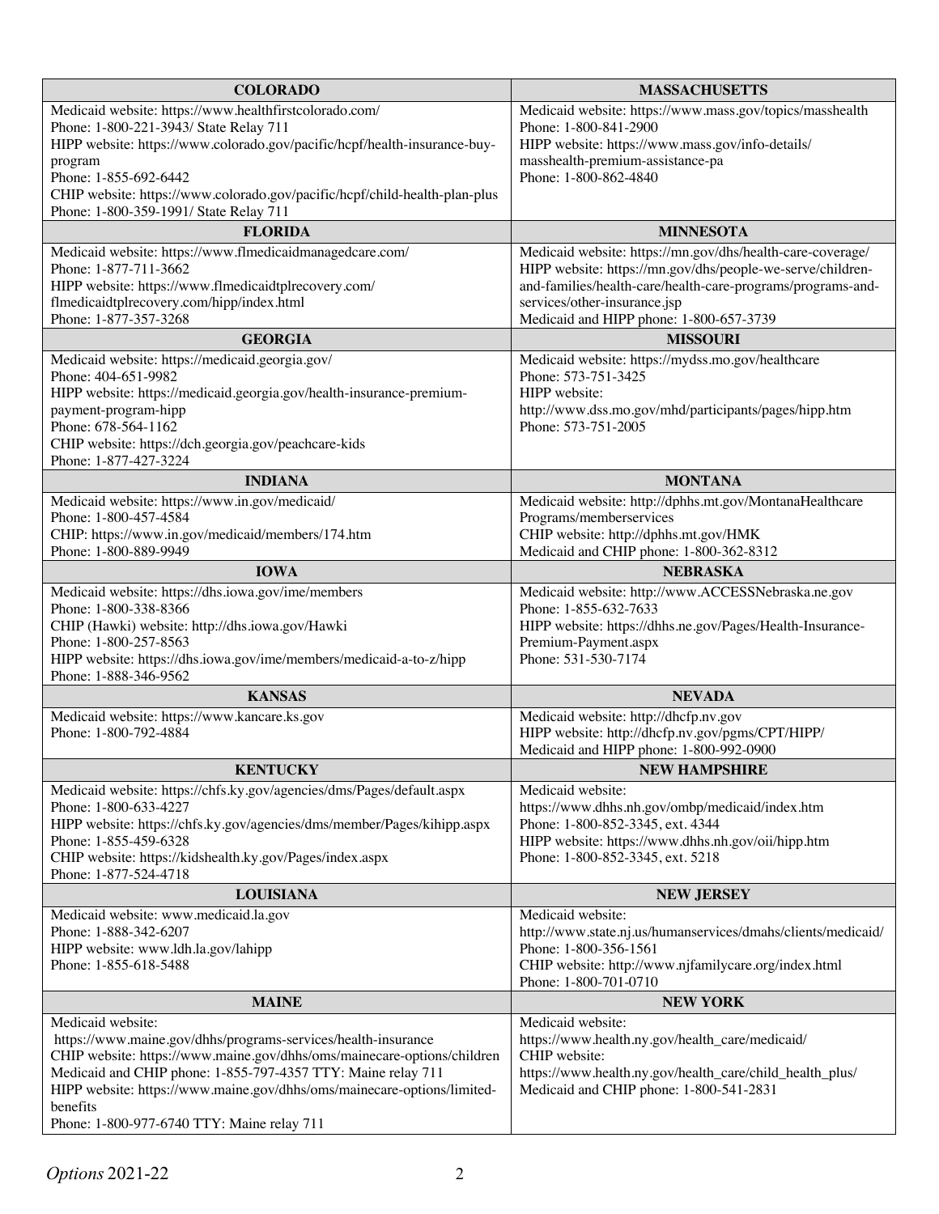| COLORADO | MASSACHUSETTS |
|---|---|
| Medicaid website: https://www.healthfirstcolorado.com/<br>Phone: 1-800-221-3943/ State Relay 711<br>HIPP website: https://www.colorado.gov/pacific/hcpf/health-insurance-buy-program<br>Phone: 1-855-692-6442<br>CHIP website: https://www.colorado.gov/pacific/hcpf/child-health-plan-plus<br>Phone: 1-800-359-1991/ State Relay 711 | Medicaid website: https://www.mass.gov/topics/masshealth<br>Phone: 1-800-841-2900<br>HIPP website: https://www.mass.gov/info-details/masshealth-premium-assistance-pa<br>Phone: 1-800-862-4840 |
| **FLORIDA** | **MINNESOTA** |
| Medicaid website: https://www.flmedicaidmanagedcare.com/<br>Phone: 1-877-711-3662<br>HIPP website: https://www.flmedicaidtplrecovery.com/flmedicaidtplrecovery.com/hipp/index.html<br>Phone: 1-877-357-3268 | Medicaid website: https://mn.gov/dhs/health-care-coverage/<br>HIPP website: https://mn.gov/dhs/people-we-serve/children-and-families/health-care/health-care-programs/programs-and-services/other-insurance.jsp<br>Medicaid and HIPP phone: 1-800-657-3739 |
| **GEORGIA** | **MISSOURI** |
| Medicaid website: https://medicaid.georgia.gov/<br>Phone: 404-651-9982<br>HIPP website: https://medicaid.georgia.gov/health-insurance-premium-payment-program-hipp<br>Phone: 678-564-1162<br>CHIP website: https://dch.georgia.gov/peachcare-kids<br>Phone: 1-877-427-3224 | Medicaid website: https://mydss.mo.gov/healthcare<br>Phone: 573-751-3425<br>HIPP website: http://www.dss.mo.gov/mhd/participants/pages/hipp.htm<br>Phone: 573-751-2005 |
| **INDIANA** | **MONTANA** |
| Medicaid website: https://www.in.gov/medicaid/<br>Phone: 1-800-457-4584<br>CHIP: https://www.in.gov/medicaid/members/174.htm<br>Phone: 1-800-889-9949 | Medicaid website: http://dphhs.mt.gov/MontanaHealthcarePrograms/memberservices<br>CHIP website: http://dphhs.mt.gov/HMK<br>Medicaid and CHIP phone: 1-800-362-8312 |
| **IOWA** | **NEBRASKA** |
| Medicaid website: https://dhs.iowa.gov/ime/members<br>Phone: 1-800-338-8366<br>CHIP (Hawki) website: http://dhs.iowa.gov/Hawki<br>Phone: 1-800-257-8563<br>HIPP website: https://dhs.iowa.gov/ime/members/medicaid-a-to-z/hipp<br>Phone: 1-888-346-9562 | Medicaid website: http://www.ACCESSNebraska.ne.gov<br>Phone: 1-855-632-7633<br>HIPP website: https://dhhs.ne.gov/Pages/Health-Insurance-Premium-Payment.aspx<br>Phone: 531-530-7174 |
| **KANSAS** | **NEVADA** |
| Medicaid website: https://www.kancare.ks.gov<br>Phone: 1-800-792-4884 | Medicaid website: http://dhcfp.nv.gov<br>HIPP website: http://dhcfp.nv.gov/pgms/CPT/HIPP/<br>Medicaid and HIPP phone: 1-800-992-0900 |
| **KENTUCKY** | **NEW HAMPSHIRE** |
| Medicaid website: https://chfs.ky.gov/agencies/dms/Pages/default.aspx<br>Phone: 1-800-633-4227<br>HIPP website: https://chfs.ky.gov/agencies/dms/member/Pages/kihipp.aspx<br>Phone: 1-855-459-6328<br>CHIP website: https://kidshealth.ky.gov/Pages/index.aspx<br>Phone: 1-877-524-4718 | Medicaid website: https://www.dhhs.nh.gov/ombp/medicaid/index.htm<br>Phone: 1-800-852-3345, ext. 4344<br>HIPP website: https://www.dhhs.nh.gov/oii/hipp.htm<br>Phone: 1-800-852-3345, ext. 5218 |
| **LOUISIANA** | **NEW JERSEY** |
| Medicaid website: www.medicaid.la.gov<br>Phone: 1-888-342-6207<br>HIPP website: www.ldh.la.gov/lahipp<br>Phone: 1-855-618-5488 | Medicaid website: http://www.state.nj.us/humanservices/dmahs/clients/medicaid/<br>Phone: 1-800-356-1561<br>CHIP website: http://www.njfamilycare.org/index.html<br>Phone: 1-800-701-0710 |
| **MAINE** | **NEW YORK** |
| Medicaid website: https://www.maine.gov/dhhs/programs-services/health-insurance<br>CHIP website: https://www.maine.gov/dhhs/oms/mainecare-options/children<br>Medicaid and CHIP phone: 1-855-797-4357 TTY: Maine relay 711<br>HIPP website: https://www.maine.gov/dhhs/oms/mainecare-options/limited-benefits<br>Phone: 1-800-977-6740 TTY: Maine relay 711 | Medicaid website: https://www.health.ny.gov/health_care/medicaid/<br>CHIP website: https://www.health.ny.gov/health_care/child_health_plus/<br>Medicaid and CHIP phone: 1-800-541-2831 |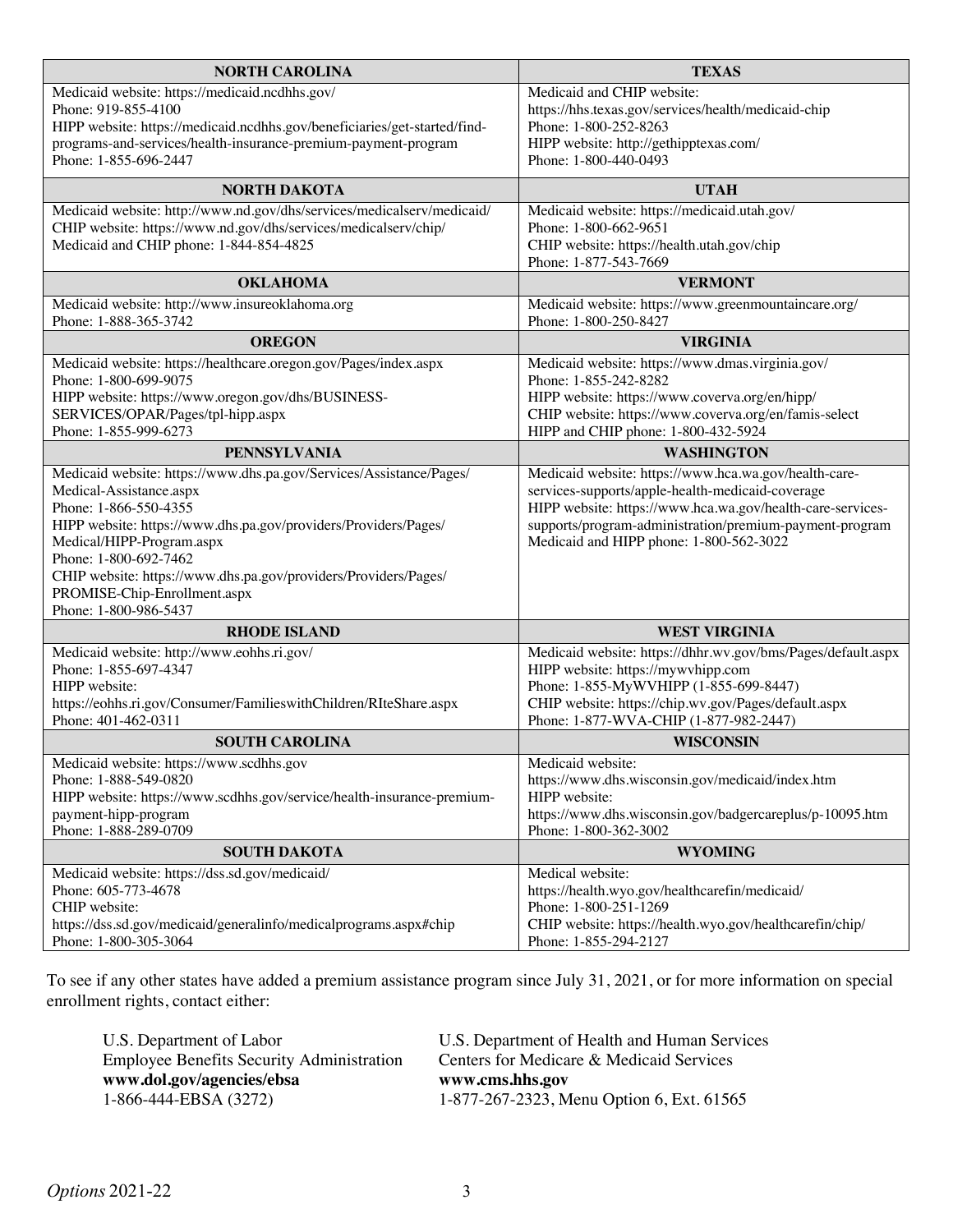| NORTH CAROLINA | TEXAS |
|---|---|
| Medicaid website: https://medicaid.ncdhhs.gov/<br>Phone: 919-855-4100<br>HIPP website: https://medicaid.ncdhhs.gov/beneficiaries/get-started/find-programs-and-services/health-insurance-premium-payment-program<br>Phone: 1-855-696-2447 | Medicaid and CHIP website:<br>https://hhs.texas.gov/services/health/medicaid-chip<br>Phone: 1-800-252-8263<br>HIPP website: http://gethipptexas.com/<br>Phone: 1-800-440-0493 |
| **NORTH DAKOTA** | **UTAH** |
| Medicaid website: http://www.nd.gov/dhs/services/medicalserv/medicaid/<br>CHIP website: https://www.nd.gov/dhs/services/medicalserv/chip/<br>Medicaid and CHIP phone: 1-844-854-4825 | Medicaid website: https://medicaid.utah.gov/<br>Phone: 1-800-662-9651<br>CHIP website: https://health.utah.gov/chip<br>Phone: 1-877-543-7669 |
| **OKLAHOMA** | **VERMONT** |
| Medicaid website: http://www.insureoklahoma.org<br>Phone: 1-888-365-3742 | Medicaid website: https://www.greenmountaincare.org/<br>Phone: 1-800-250-8427 |
| **OREGON** | **VIRGINIA** |
| Medicaid website: https://healthcare.oregon.gov/Pages/index.aspx<br>Phone: 1-800-699-9075<br>HIPP website: https://www.oregon.gov/dhs/BUSINESS-SERVICES/OPAR/Pages/tpl-hipp.aspx<br>Phone: 1-855-999-6273 | Medicaid website: https://www.dmas.virginia.gov/<br>Phone: 1-855-242-8282<br>HIPP website: https://www.coverva.org/en/hipp/<br>CHIP website: https://www.coverva.org/en/famis-select<br>HIPP and CHIP phone: 1-800-432-5924 |
| **PENNSYLVANIA** | **WASHINGTON** |
| Medicaid website: https://www.dhs.pa.gov/Services/Assistance/Pages/Medical-Assistance.aspx<br>Phone: 1-866-550-4355<br>HIPP website: https://www.dhs.pa.gov/providers/Providers/Pages/Medical/HIPP-Program.aspx<br>Phone: 1-800-692-7462<br>CHIP website: https://www.dhs.pa.gov/providers/Providers/Pages/PROMISE-Chip-Enrollment.aspx<br>Phone: 1-800-986-5437 | Medicaid website: https://www.hca.wa.gov/health-care-services-supports/apple-health-medicaid-coverage<br>HIPP website: https://www.hca.wa.gov/health-care-services-supports/program-administration/premium-payment-program<br>Medicaid and HIPP phone: 1-800-562-3022 |
| **RHODE ISLAND** | **WEST VIRGINIA** |
| Medicaid website: http://www.eohhs.ri.gov/<br>Phone: 1-855-697-4347<br>HIPP website:<br>https://eohhs.ri.gov/Consumer/FamilieswithChildren/RIteShare.aspx<br>Phone: 401-462-0311 | Medicaid website: https://dhhr.wv.gov/bms/Pages/default.aspx<br>HIPP website: https://mywvhipp.com<br>Phone: 1-855-MyWVHIPP (1-855-699-8447)<br>CHIP website: https://chip.wv.gov/Pages/default.aspx<br>Phone: 1-877-WVA-CHIP (1-877-982-2447) |
| **SOUTH CAROLINA** | **WISCONSIN** |
| Medicaid website: https://www.scdhhs.gov<br>Phone: 1-888-549-0820<br>HIPP website: https://www.scdhhs.gov/service/health-insurance-premium-payment-hipp-program<br>Phone: 1-888-289-0709 | Medicaid website:<br>https://www.dhs.wisconsin.gov/medicaid/index.htm<br>HIPP website:<br>https://www.dhs.wisconsin.gov/badgercareplus/p-10095.htm<br>Phone: 1-800-362-3002 |
| **SOUTH DAKOTA** | **WYOMING** |
| Medicaid website: https://dss.sd.gov/medicaid/<br>Phone: 605-773-4678<br>CHIP website:<br>https://dss.sd.gov/medicaid/generalinfo/medicalprograms.aspx#chip<br>Phone: 1-800-305-3064 | Medical website:<br>https://health.wyo.gov/healthcarefin/medicaid/<br>Phone: 1-800-251-1269<br>CHIP website: https://health.wyo.gov/healthcarefin/chip/<br>Phone: 1-855-294-2127 |

To see if any other states have added a premium assistance program since July 31, 2021, or for more information on special enrollment rights, contact either:

U.S. Department of Labor
Employee Benefits Security Administration
**www.dol.gov/agencies/ebsa**
1-866-444-EBSA (3272)

U.S. Department of Health and Human Services
Centers for Medicare & Medicaid Services
**www.cms.hhs.gov**
1-877-267-2323, Menu Option 6, Ext. 61565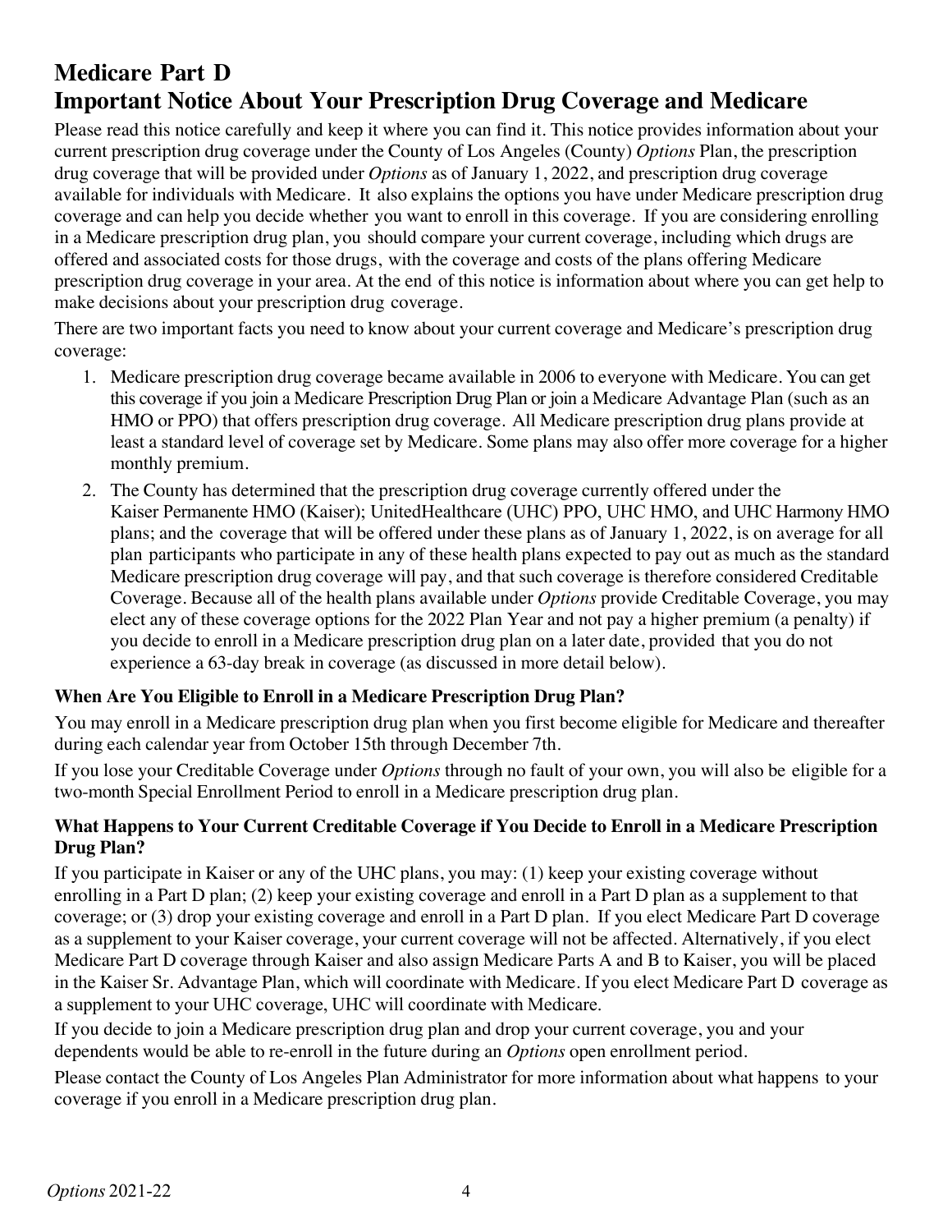# Medicare Part D

# Important Notice About Your Prescription Drug Coverage and Medicare

Please read this notice carefully and keep it where you can find it. This notice provides information about your current prescription drug coverage under the County of Los Angeles (County) *Options* Plan, the prescription drug coverage that will be provided under *Options* as of January 1, 2022, and prescription drug coverage available for individuals with Medicare. It also explains the options you have under Medicare prescription drug coverage and can help you decide whether you want to enroll in this coverage. If you are considering enrolling in a Medicare prescription drug plan, you should compare your current coverage, including which drugs are offered and associated costs for those drugs, with the coverage and costs of the plans offering Medicare prescription drug coverage in your area. At the end of this notice is information about where you can get help to make decisions about your prescription drug coverage.

There are two important facts you need to know about your current coverage and Medicare's prescription drug coverage:

1. Medicare prescription drug coverage became available in 2006 to everyone with Medicare. You can get this coverage if you join a Medicare Prescription Drug Plan or join a Medicare Advantage Plan (such as an HMO or PPO) that offers prescription drug coverage. All Medicare prescription drug plans provide at least a standard level of coverage set by Medicare. Some plans may also offer more coverage for a higher monthly premium.
2. The County has determined that the prescription drug coverage currently offered under the Kaiser Permanente HMO (Kaiser); UnitedHealthcare (UHC) PPO, UHC HMO, and UHC Harmony HMO plans; and the coverage that will be offered under these plans as of January 1, 2022, is on average for all plan participants who participate in any of these health plans expected to pay out as much as the standard Medicare prescription drug coverage will pay, and that such coverage is therefore considered Creditable Coverage. Because all of the health plans available under *Options* provide Creditable Coverage, you may elect any of these coverage options for the 2022 Plan Year and not pay a higher premium (a penalty) if you decide to enroll in a Medicare prescription drug plan on a later date, provided that you do not experience a 63-day break in coverage (as discussed in more detail below).

### When Are You Eligible to Enroll in a Medicare Prescription Drug Plan?

You may enroll in a Medicare prescription drug plan when you first become eligible for Medicare and thereafter during each calendar year from October 15th through December 7th.

If you lose your Creditable Coverage under *Options* through no fault of your own, you will also be eligible for a two-month Special Enrollment Period to enroll in a Medicare prescription drug plan.

### What Happens to Your Current Creditable Coverage if You Decide to Enroll in a Medicare Prescription Drug Plan?

If you participate in Kaiser or any of the UHC plans, you may: (1) keep your existing coverage without enrolling in a Part D plan; (2) keep your existing coverage and enroll in a Part D plan as a supplement to that coverage; or (3) drop your existing coverage and enroll in a Part D plan. If you elect Medicare Part D coverage as a supplement to your Kaiser coverage, your current coverage will not be affected. Alternatively, if you elect Medicare Part D coverage through Kaiser and also assign Medicare Parts A and B to Kaiser, you will be placed in the Kaiser Sr. Advantage Plan, which will coordinate with Medicare. If you elect Medicare Part D coverage as a supplement to your UHC coverage, UHC will coordinate with Medicare.

If you decide to join a Medicare prescription drug plan and drop your current coverage, you and your dependents would be able to re-enroll in the future during an *Options* open enrollment period.

Please contact the County of Los Angeles Plan Administrator for more information about what happens to your coverage if you enroll in a Medicare prescription drug plan.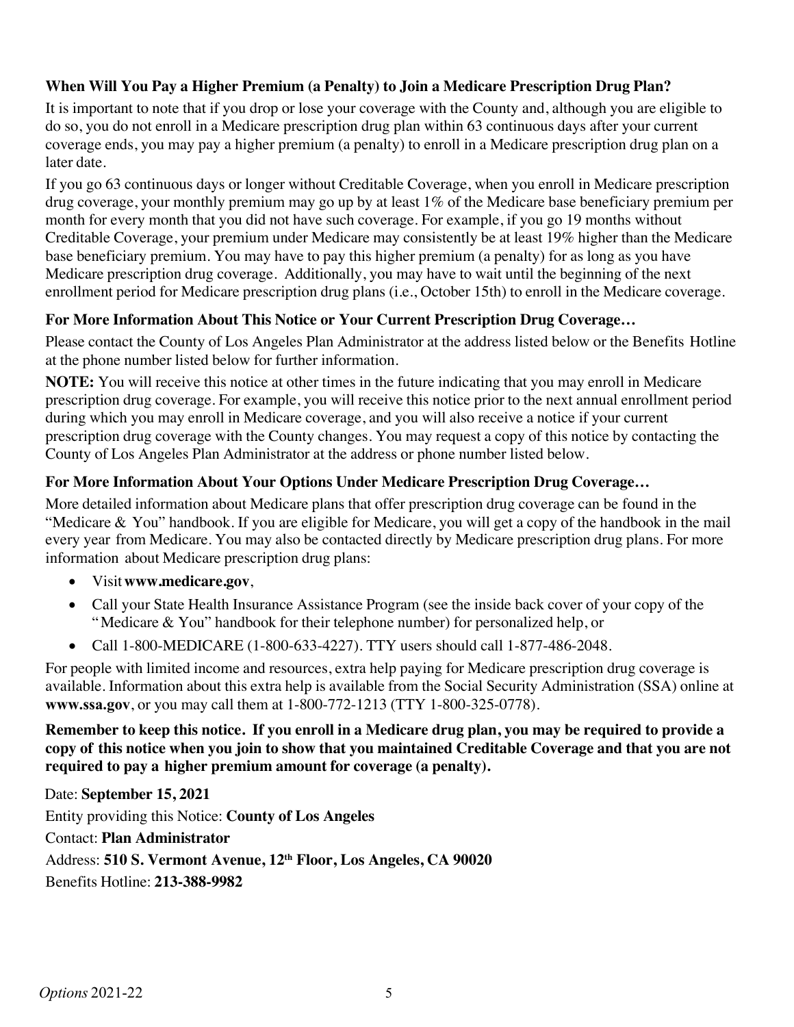### When Will You Pay a Higher Premium (a Penalty) to Join a Medicare Prescription Drug Plan?

It is important to note that if you drop or lose your coverage with the County and, although you are eligible to do so, you do not enroll in a Medicare prescription drug plan within 63 continuous days after your current coverage ends, you may pay a higher premium (a penalty) to enroll in a Medicare prescription drug plan on a later date.

If you go 63 continuous days or longer without Creditable Coverage, when you enroll in Medicare prescription drug coverage, your monthly premium may go up by at least 1% of the Medicare base beneficiary premium per month for every month that you did not have such coverage. For example, if you go 19 months without Creditable Coverage, your premium under Medicare may consistently be at least 19% higher than the Medicare base beneficiary premium. You may have to pay this higher premium (a penalty) for as long as you have Medicare prescription drug coverage. Additionally, you may have to wait until the beginning of the next enrollment period for Medicare prescription drug plans (i.e., October 15th) to enroll in the Medicare coverage.

### For More Information About This Notice or Your Current Prescription Drug Coverage…

Please contact the County of Los Angeles Plan Administrator at the address listed below or the Benefits Hotline at the phone number listed below for further information.

**NOTE:** You will receive this notice at other times in the future indicating that you may enroll in Medicare prescription drug coverage. For example, you will receive this notice prior to the next annual enrollment period during which you may enroll in Medicare coverage, and you will also receive a notice if your current prescription drug coverage with the County changes. You may request a copy of this notice by contacting the County of Los Angeles Plan Administrator at the address or phone number listed below.

### For More Information About Your Options Under Medicare Prescription Drug Coverage…

More detailed information about Medicare plans that offer prescription drug coverage can be found in the "Medicare & You" handbook. If you are eligible for Medicare, you will get a copy of the handbook in the mail every year from Medicare. You may also be contacted directly by Medicare prescription drug plans. For more information about Medicare prescription drug plans:

- Visit **www.medicare.gov**,
- Call your State Health Insurance Assistance Program (see the inside back cover of your copy of the "Medicare & You" handbook for their telephone number) for personalized help, or
- Call 1-800-MEDICARE (1-800-633-4227). TTY users should call 1-877-486-2048.

For people with limited income and resources, extra help paying for Medicare prescription drug coverage is available. Information about this extra help is available from the Social Security Administration (SSA) online at **www.ssa.gov**, or you may call them at 1-800-772-1213 (TTY 1-800-325-0778).

**Remember to keep this notice. If you enroll in a Medicare drug plan, you may be required to provide a copy of this notice when you join to show that you maintained Creditable Coverage and that you are not required to pay a higher premium amount for coverage (a penalty).**

Date: **September 15, 2021**

Entity providing this Notice: **County of Los Angeles**

Contact: **Plan Administrator**

Address: **510 S. Vermont Avenue, 12th Floor, Los Angeles, CA 90020**

Benefits Hotline: **213-388-9982**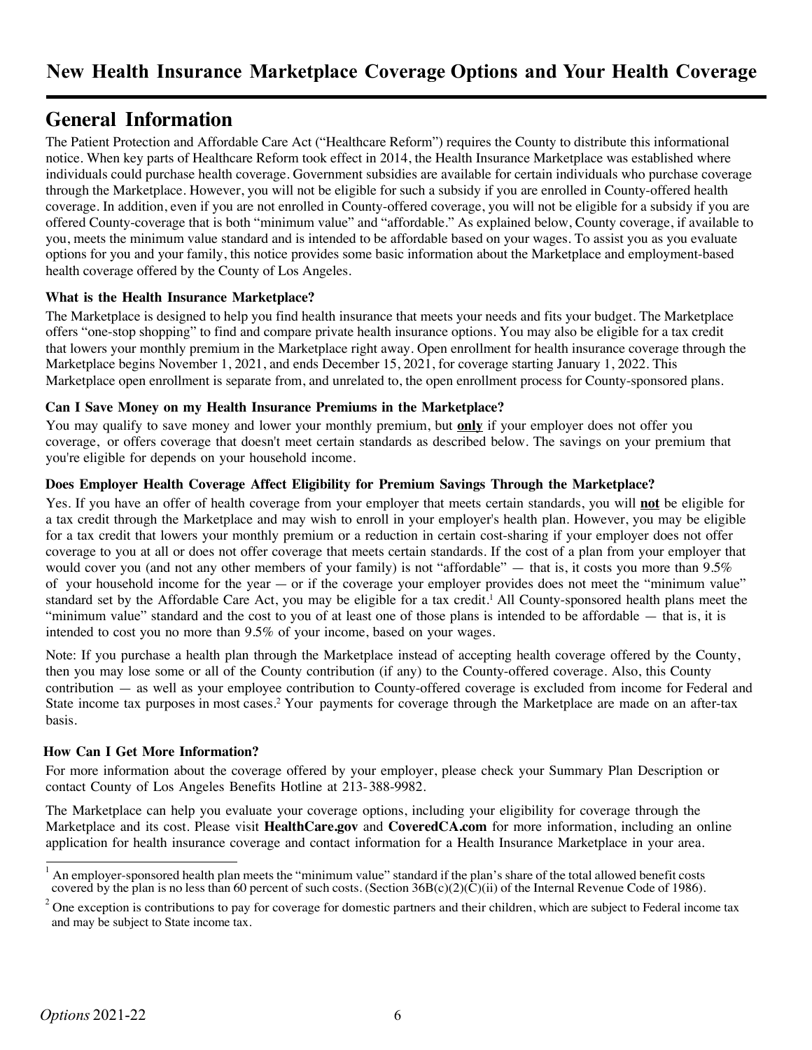# New Health Insurance Marketplace Coverage Options and Your Health Coverage

## General Information

The Patient Protection and Affordable Care Act ("Healthcare Reform") requires the County to distribute this informational notice. When key parts of Healthcare Reform took effect in 2014, the Health Insurance Marketplace was established where individuals could purchase health coverage. Government subsidies are available for certain individuals who purchase coverage through the Marketplace. However, you will not be eligible for such a subsidy if you are enrolled in County-offered health coverage. In addition, even if you are not enrolled in County-offered coverage, you will not be eligible for a subsidy if you are offered County-coverage that is both "minimum value" and "affordable." As explained below, County coverage, if available to you, meets the minimum value standard and is intended to be affordable based on your wages. To assist you as you evaluate options for you and your family, this notice provides some basic information about the Marketplace and employment-based health coverage offered by the County of Los Angeles.

### What is the Health Insurance Marketplace?

The Marketplace is designed to help you find health insurance that meets your needs and fits your budget. The Marketplace offers "one-stop shopping" to find and compare private health insurance options. You may also be eligible for a tax credit that lowers your monthly premium in the Marketplace right away. Open enrollment for health insurance coverage through the Marketplace begins November 1, 2021, and ends December 15, 2021, for coverage starting January 1, 2022. This Marketplace open enrollment is separate from, and unrelated to, the open enrollment process for County-sponsored plans.

### Can I Save Money on my Health Insurance Premiums in the Marketplace?

You may qualify to save money and lower your monthly premium, but **only** if your employer does not offer you coverage, or offers coverage that doesn't meet certain standards as described below. The savings on your premium that you're eligible for depends on your household income.

### Does Employer Health Coverage Affect Eligibility for Premium Savings Through the Marketplace?

Yes. If you have an offer of health coverage from your employer that meets certain standards, you will **not** be eligible for a tax credit through the Marketplace and may wish to enroll in your employer's health plan. However, you may be eligible for a tax credit that lowers your monthly premium or a reduction in certain cost-sharing if your employer does not offer coverage to you at all or does not offer coverage that meets certain standards. If the cost of a plan from your employer that would cover you (and not any other members of your family) is not "affordable" — that is, it costs you more than 9.5% of your household income for the year — or if the coverage your employer provides does not meet the "minimum value" standard set by the Affordable Care Act, you may be eligible for a tax credit.[1] All County-sponsored health plans meet the "minimum value" standard and the cost to you of at least one of those plans is intended to be affordable — that is, it is intended to cost you no more than 9.5% of your income, based on your wages.

Note: If you purchase a health plan through the Marketplace instead of accepting health coverage offered by the County, then you may lose some or all of the County contribution (if any) to the County-offered coverage. Also, this County contribution — as well as your employee contribution to County-offered coverage is excluded from income for Federal and State income tax purposes in most cases.[2] Your payments for coverage through the Marketplace are made on an after-tax basis.

### How Can I Get More Information?

For more information about the coverage offered by your employer, please check your Summary Plan Description or contact County of Los Angeles Benefits Hotline at 213-388-9982.

The Marketplace can help you evaluate your coverage options, including your eligibility for coverage through the Marketplace and its cost. Please visit **HealthCare.gov** and **CoveredCA.com** for more information, including an online application for health insurance coverage and contact information for a Health Insurance Marketplace in your area.

---

[1] An employer-sponsored health plan meets the "minimum value" standard if the plan's share of the total allowed benefit costs covered by the plan is no less than 60 percent of such costs. (Section 36B(c)(2)(C)(ii) of the Internal Revenue Code of 1986).

[2] One exception is contributions to pay for coverage for domestic partners and their children, which are subject to Federal income tax and may be subject to State income tax.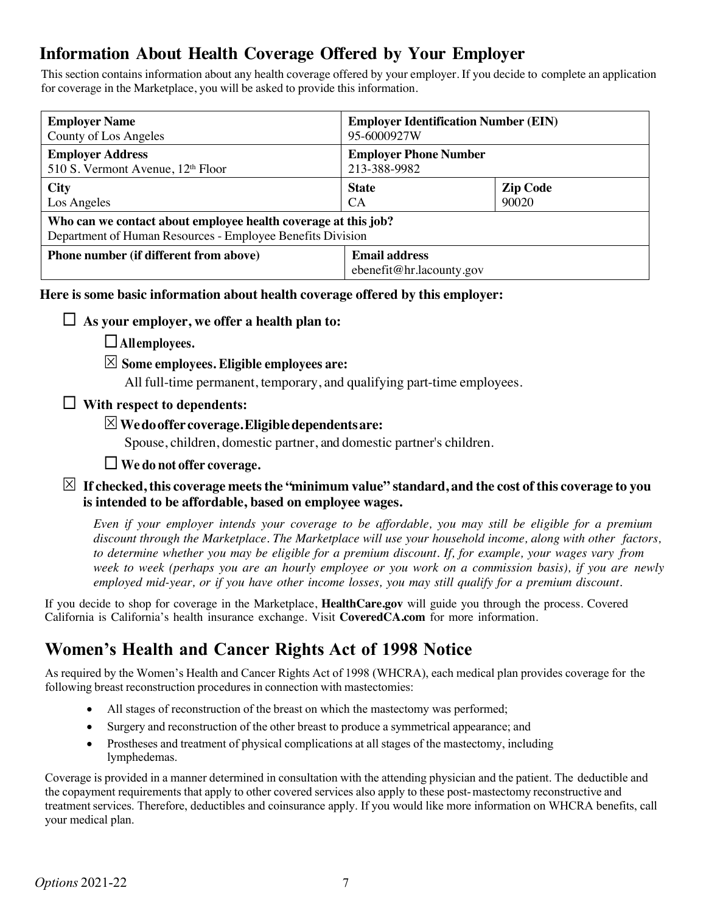## Information About Health Coverage Offered by Your Employer

This section contains information about any health coverage offered by your employer. If you decide to complete an application for coverage in the Marketplace, you will be asked to provide this information.

| **Employer Name**<br>County of Los Angeles | **Employer Identification Number (EIN)**<br>95-6000927W | |
|---|---|---|
| **Employer Address**<br>510 S. Vermont Avenue, 12th Floor | **Employer Phone Number**<br>213-388-9982 | |
| **City**<br>Los Angeles | **State**<br>CA | **Zip Code**<br>90020 |
| **Who can we contact about employee health coverage at this job?**<br>Department of Human Resources - Employee Benefits Division | | |
| **Phone number (if different from above)** | **Email address**<br>ebenefit@hr.lacounty.gov | |

**Here is some basic information about health coverage offered by this employer:**

☐ **As your employer, we offer a health plan to:**

- ☐ **All employees.**
- ☒ **Some employees. Eligible employees are:**
  All full-time permanent, temporary, and qualifying part-time employees.

☐ **With respect to dependents:**

- ☒ **We do offer coverage. Eligible dependents are:**
  Spouse, children, domestic partner, and domestic partner's children.
- ☐ **We do not offer coverage.**

☒ **If checked, this coverage meets the "minimum value" standard, and the cost of this coverage to you is intended to be affordable, based on employee wages.**

*Even if your employer intends your coverage to be affordable, you may still be eligible for a premium discount through the Marketplace. The Marketplace will use your household income, along with other factors, to determine whether you may be eligible for a premium discount. If, for example, your wages vary from week to week (perhaps you are an hourly employee or you work on a commission basis), if you are newly employed mid-year, or if you have other income losses, you may still qualify for a premium discount.*

If you decide to shop for coverage in the Marketplace, **HealthCare.gov** will guide you through the process. Covered California is California's health insurance exchange. Visit **CoveredCA.com** for more information.

## Women's Health and Cancer Rights Act of 1998 Notice

As required by the Women's Health and Cancer Rights Act of 1998 (WHCRA), each medical plan provides coverage for the following breast reconstruction procedures in connection with mastectomies:

- All stages of reconstruction of the breast on which the mastectomy was performed;
- Surgery and reconstruction of the other breast to produce a symmetrical appearance; and
- Prostheses and treatment of physical complications at all stages of the mastectomy, including lymphedemas.

Coverage is provided in a manner determined in consultation with the attending physician and the patient. The deductible and the copayment requirements that apply to other covered services also apply to these post-mastectomy reconstructive and treatment services. Therefore, deductibles and coinsurance apply. If you would like more information on WHCRA benefits, call your medical plan.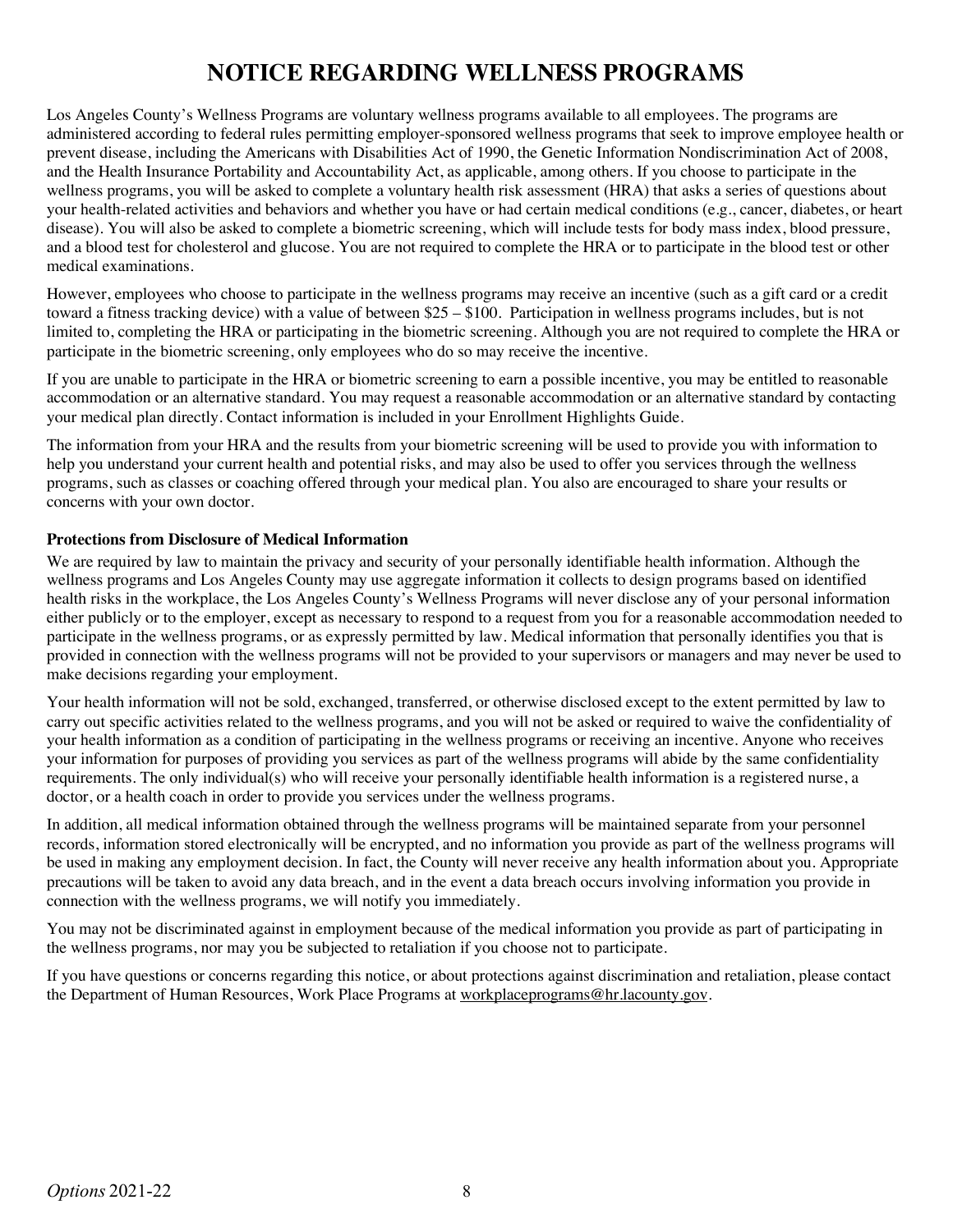# NOTICE REGARDING WELLNESS PROGRAMS

Los Angeles County's Wellness Programs are voluntary wellness programs available to all employees. The programs are administered according to federal rules permitting employer-sponsored wellness programs that seek to improve employee health or prevent disease, including the Americans with Disabilities Act of 1990, the Genetic Information Nondiscrimination Act of 2008, and the Health Insurance Portability and Accountability Act, as applicable, among others. If you choose to participate in the wellness programs, you will be asked to complete a voluntary health risk assessment (HRA) that asks a series of questions about your health-related activities and behaviors and whether you have or had certain medical conditions (e.g., cancer, diabetes, or heart disease). You will also be asked to complete a biometric screening, which will include tests for body mass index, blood pressure, and a blood test for cholesterol and glucose. You are not required to complete the HRA or to participate in the blood test or other medical examinations.

However, employees who choose to participate in the wellness programs may receive an incentive (such as a gift card or a credit toward a fitness tracking device) with a value of between $25 – $100. Participation in wellness programs includes, but is not limited to, completing the HRA or participating in the biometric screening. Although you are not required to complete the HRA or participate in the biometric screening, only employees who do so may receive the incentive.

If you are unable to participate in the HRA or biometric screening to earn a possible incentive, you may be entitled to reasonable accommodation or an alternative standard. You may request a reasonable accommodation or an alternative standard by contacting your medical plan directly. Contact information is included in your Enrollment Highlights Guide.

The information from your HRA and the results from your biometric screening will be used to provide you with information to help you understand your current health and potential risks, and may also be used to offer you services through the wellness programs, such as classes or coaching offered through your medical plan. You also are encouraged to share your results or concerns with your own doctor.

**Protections from Disclosure of Medical Information**

We are required by law to maintain the privacy and security of your personally identifiable health information. Although the wellness programs and Los Angeles County may use aggregate information it collects to design programs based on identified health risks in the workplace, the Los Angeles County's Wellness Programs will never disclose any of your personal information either publicly or to the employer, except as necessary to respond to a request from you for a reasonable accommodation needed to participate in the wellness programs, or as expressly permitted by law. Medical information that personally identifies you that is provided in connection with the wellness programs will not be provided to your supervisors or managers and may never be used to make decisions regarding your employment.

Your health information will not be sold, exchanged, transferred, or otherwise disclosed except to the extent permitted by law to carry out specific activities related to the wellness programs, and you will not be asked or required to waive the confidentiality of your health information as a condition of participating in the wellness programs or receiving an incentive. Anyone who receives your information for purposes of providing you services as part of the wellness programs will abide by the same confidentiality requirements. The only individual(s) who will receive your personally identifiable health information is a registered nurse, a doctor, or a health coach in order to provide you services under the wellness programs.

In addition, all medical information obtained through the wellness programs will be maintained separate from your personnel records, information stored electronically will be encrypted, and no information you provide as part of the wellness programs will be used in making any employment decision. In fact, the County will never receive any health information about you. Appropriate precautions will be taken to avoid any data breach, and in the event a data breach occurs involving information you provide in connection with the wellness programs, we will notify you immediately.

You may not be discriminated against in employment because of the medical information you provide as part of participating in the wellness programs, nor may you be subjected to retaliation if you choose not to participate.

If you have questions or concerns regarding this notice, or about protections against discrimination and retaliation, please contact the Department of Human Resources, Work Place Programs at workplaceprograms@hr.lacounty.gov.